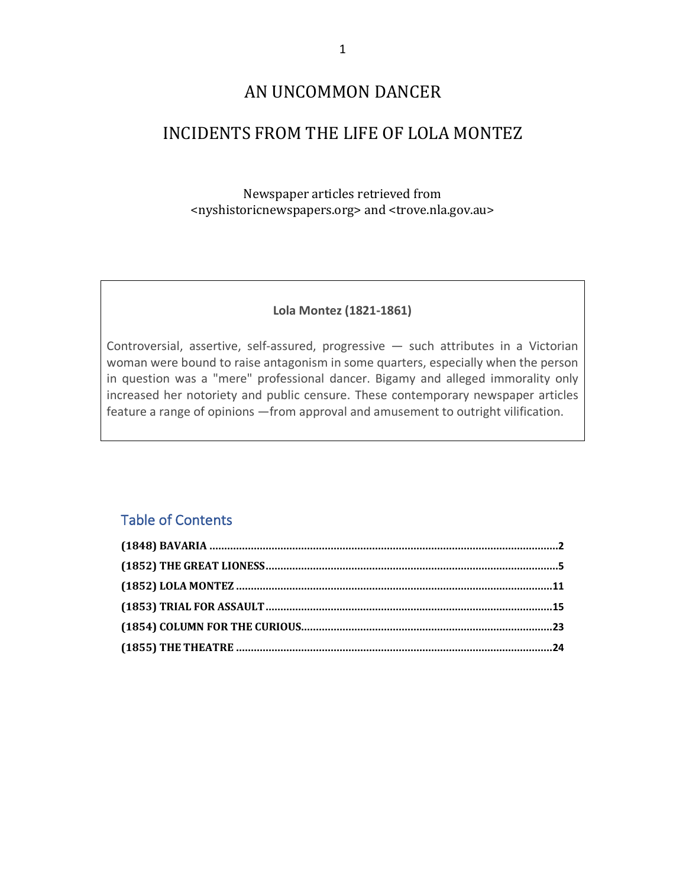# AN UNCOMMON DANCER

# INCIDENTS FROM THE LIFE OF LOLA MONTEZ

Newspaper articles retrieved from
<nyshistoricnewspapers.org> and <trove.nla.gov.au>

**Lola Montez (1821-1861)**

Controversial, assertive, self-assured, progressive — such attributes in a Victorian woman were bound to raise antagonism in some quarters, especially when the person in question was a "mere" professional dancer. Bigamy and alleged immorality only increased her notoriety and public censure. These contemporary newspaper articles feature a range of opinions —from approval and amusement to outright vilification.

## Table of Contents

**(1848) BAVARIA** .......... **2**
**(1852) THE GREAT LIONESS** .......... **5**
**(1852) LOLA MONTEZ** .......... **11**
**(1853) TRIAL FOR ASSAULT** .......... **15**
**(1854) COLUMN FOR THE CURIOUS** .......... **23**
**(1855) THE THEATRE** .......... **24**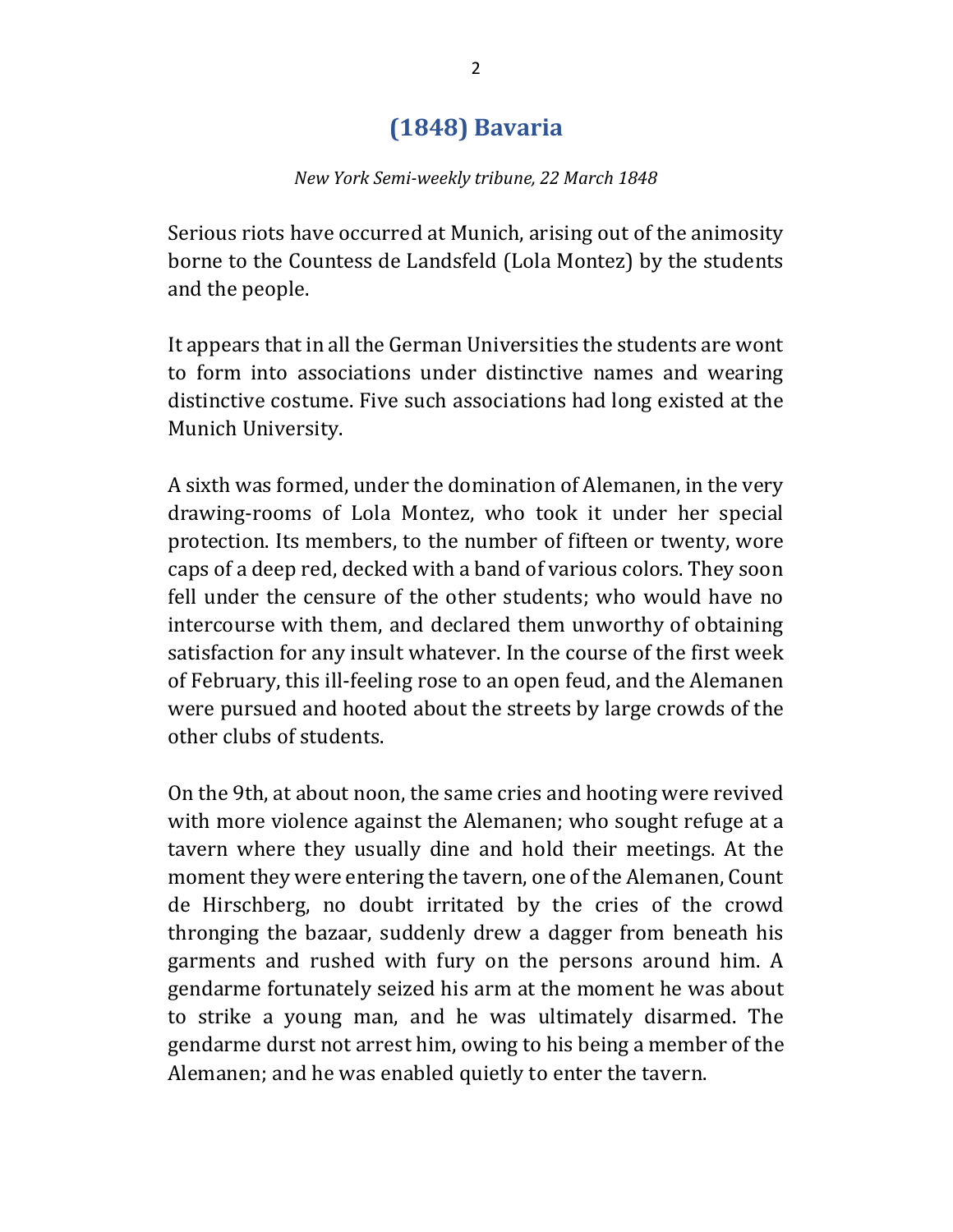## (1848) Bavaria

*New York Semi-weekly tribune, 22 March 1848*

Serious riots have occurred at Munich, arising out of the animosity borne to the Countess de Landsfeld (Lola Montez) by the students and the people.

It appears that in all the German Universities the students are wont to form into associations under distinctive names and wearing distinctive costume. Five such associations had long existed at the Munich University.

A sixth was formed, under the domination of Alemanen, in the very drawing-rooms of Lola Montez, who took it under her special protection. Its members, to the number of fifteen or twenty, wore caps of a deep red, decked with a band of various colors. They soon fell under the censure of the other students; who would have no intercourse with them, and declared them unworthy of obtaining satisfaction for any insult whatever. In the course of the first week of February, this ill-feeling rose to an open feud, and the Alemanen were pursued and hooted about the streets by large crowds of the other clubs of students.

On the 9th, at about noon, the same cries and hooting were revived with more violence against the Alemanen; who sought refuge at a tavern where they usually dine and hold their meetings. At the moment they were entering the tavern, one of the Alemanen, Count de Hirschberg, no doubt irritated by the cries of the crowd thronging the bazaar, suddenly drew a dagger from beneath his garments and rushed with fury on the persons around him. A gendarme fortunately seized his arm at the moment he was about to strike a young man, and he was ultimately disarmed. The gendarme durst not arrest him, owing to his being a member of the Alemanen; and he was enabled quietly to enter the tavern.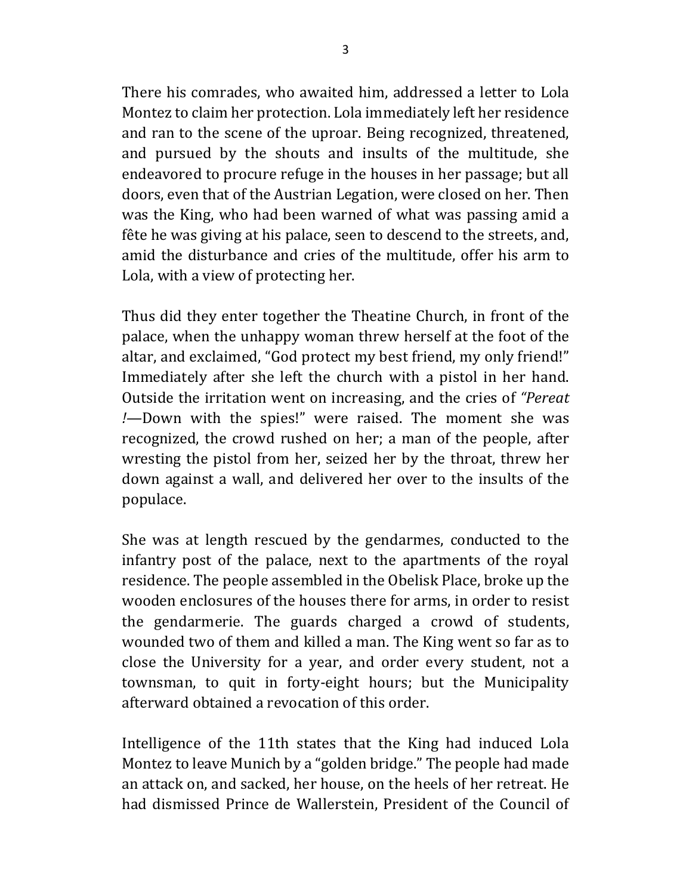There his comrades, who awaited him, addressed a letter to Lola Montez to claim her protection. Lola immediately left her residence and ran to the scene of the uproar. Being recognized, threatened, and pursued by the shouts and insults of the multitude, she endeavored to procure refuge in the houses in her passage; but all doors, even that of the Austrian Legation, were closed on her. Then was the King, who had been warned of what was passing amid a fête he was giving at his palace, seen to descend to the streets, and, amid the disturbance and cries of the multitude, offer his arm to Lola, with a view of protecting her.

Thus did they enter together the Theatine Church, in front of the palace, when the unhappy woman threw herself at the foot of the altar, and exclaimed, "God protect my best friend, my only friend!" Immediately after she left the church with a pistol in her hand. Outside the irritation went on increasing, and the cries of *"Pereat !*—Down with the spies!" were raised. The moment she was recognized, the crowd rushed on her; a man of the people, after wresting the pistol from her, seized her by the throat, threw her down against a wall, and delivered her over to the insults of the populace.

She was at length rescued by the gendarmes, conducted to the infantry post of the palace, next to the apartments of the royal residence. The people assembled in the Obelisk Place, broke up the wooden enclosures of the houses there for arms, in order to resist the gendarmerie. The guards charged a crowd of students, wounded two of them and killed a man. The King went so far as to close the University for a year, and order every student, not a townsman, to quit in forty-eight hours; but the Municipality afterward obtained a revocation of this order.

Intelligence of the 11th states that the King had induced Lola Montez to leave Munich by a "golden bridge." The people had made an attack on, and sacked, her house, on the heels of her retreat. He had dismissed Prince de Wallerstein, President of the Council of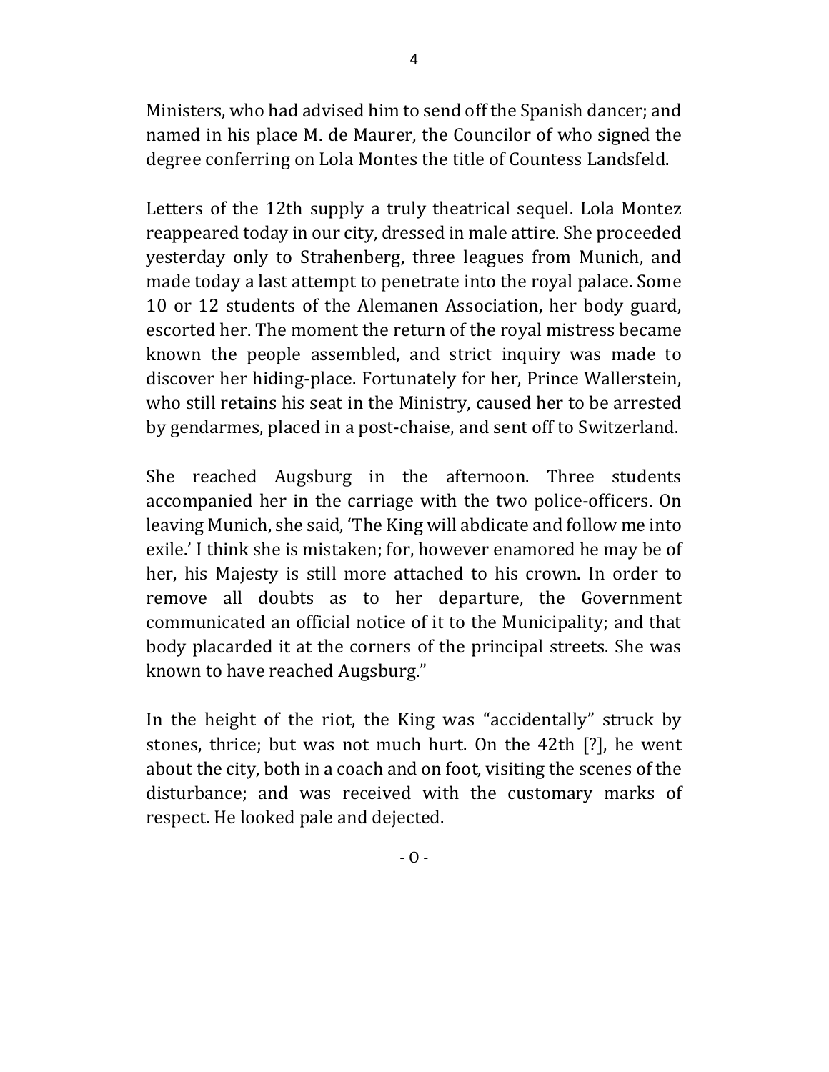Ministers, who had advised him to send off the Spanish dancer; and named in his place M. de Maurer, the Councilor of who signed the degree conferring on Lola Montes the title of Countess Landsfeld.

Letters of the 12th supply a truly theatrical sequel. Lola Montez reappeared today in our city, dressed in male attire. She proceeded yesterday only to Strahenberg, three leagues from Munich, and made today a last attempt to penetrate into the royal palace. Some 10 or 12 students of the Alemanen Association, her body guard, escorted her. The moment the return of the royal mistress became known the people assembled, and strict inquiry was made to discover her hiding-place. Fortunately for her, Prince Wallerstein, who still retains his seat in the Ministry, caused her to be arrested by gendarmes, placed in a post-chaise, and sent off to Switzerland.

She reached Augsburg in the afternoon. Three students accompanied her in the carriage with the two police-officers. On leaving Munich, she said, 'The King will abdicate and follow me into exile.' I think she is mistaken; for, however enamored he may be of her, his Majesty is still more attached to his crown. In order to remove all doubts as to her departure, the Government communicated an official notice of it to the Municipality; and that body placarded it at the corners of the principal streets. She was known to have reached Augsburg."

In the height of the riot, the King was "accidentally" struck by stones, thrice; but was not much hurt. On the 42th [?], he went about the city, both in a coach and on foot, visiting the scenes of the disturbance; and was received with the customary marks of respect. He looked pale and dejected.

- O -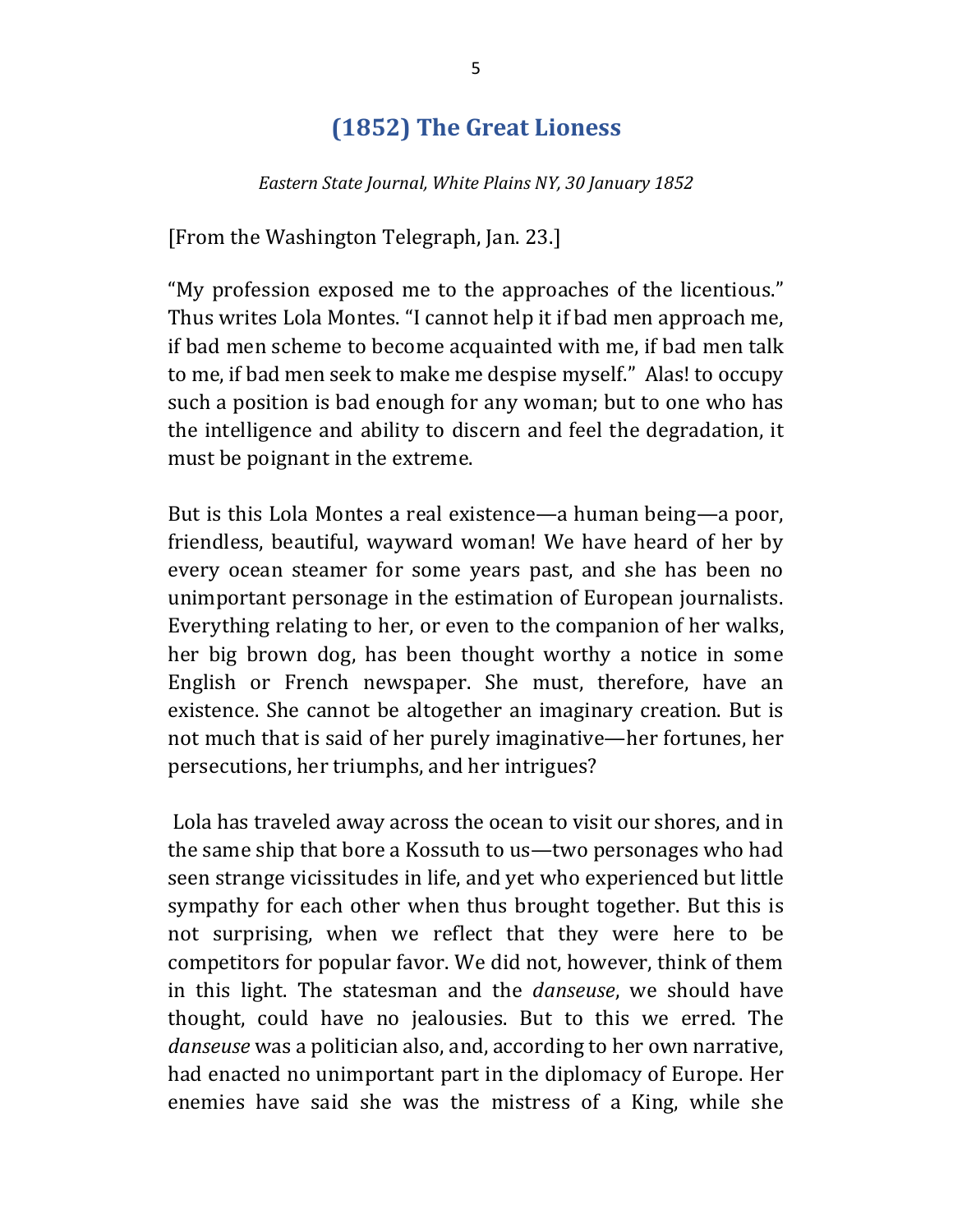## (1852) The Great Lioness

*Eastern State Journal, White Plains NY, 30 January 1852*

[From the Washington Telegraph, Jan. 23.]

"My profession exposed me to the approaches of the licentious." Thus writes Lola Montes. "I cannot help it if bad men approach me, if bad men scheme to become acquainted with me, if bad men talk to me, if bad men seek to make me despise myself." Alas! to occupy such a position is bad enough for any woman; but to one who has the intelligence and ability to discern and feel the degradation, it must be poignant in the extreme.

But is this Lola Montes a real existence—a human being—a poor, friendless, beautiful, wayward woman! We have heard of her by every ocean steamer for some years past, and she has been no unimportant personage in the estimation of European journalists. Everything relating to her, or even to the companion of her walks, her big brown dog, has been thought worthy a notice in some English or French newspaper. She must, therefore, have an existence. She cannot be altogether an imaginary creation. But is not much that is said of her purely imaginative—her fortunes, her persecutions, her triumphs, and her intrigues?

Lola has traveled away across the ocean to visit our shores, and in the same ship that bore a Kossuth to us—two personages who had seen strange vicissitudes in life, and yet who experienced but little sympathy for each other when thus brought together. But this is not surprising, when we reflect that they were here to be competitors for popular favor. We did not, however, think of them in this light. The statesman and the *danseuse*, we should have thought, could have no jealousies. But to this we erred. The *danseuse* was a politician also, and, according to her own narrative, had enacted no unimportant part in the diplomacy of Europe. Her enemies have said she was the mistress of a King, while she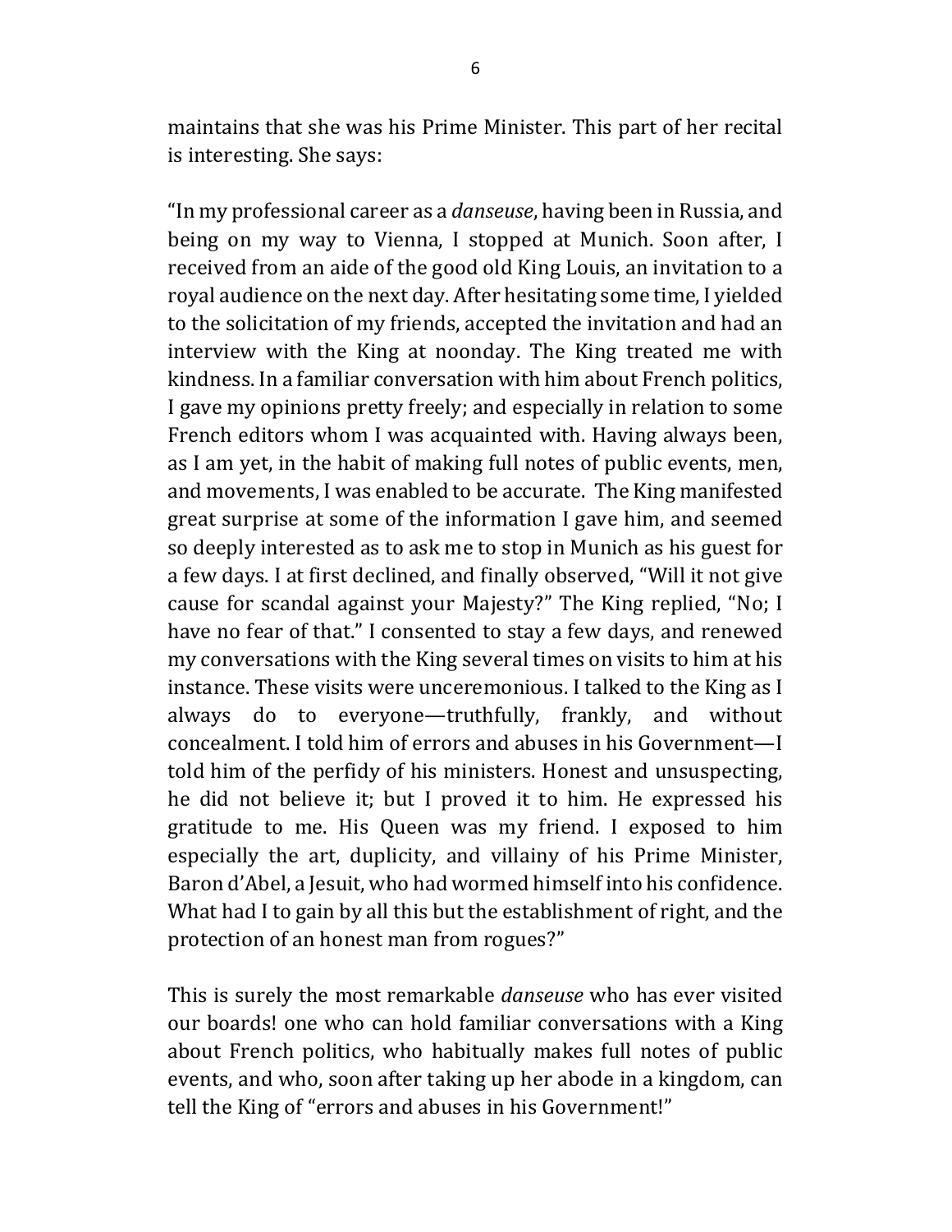maintains that she was his Prime Minister. This part of her recital is interesting. She says:

"In my professional career as a *danseuse*, having been in Russia, and being on my way to Vienna, I stopped at Munich. Soon after, I received from an aide of the good old King Louis, an invitation to a royal audience on the next day. After hesitating some time, I yielded to the solicitation of my friends, accepted the invitation and had an interview with the King at noonday. The King treated me with kindness. In a familiar conversation with him about French politics, I gave my opinions pretty freely; and especially in relation to some French editors whom I was acquainted with. Having always been, as I am yet, in the habit of making full notes of public events, men, and movements, I was enabled to be accurate. The King manifested great surprise at some of the information I gave him, and seemed so deeply interested as to ask me to stop in Munich as his guest for a few days. I at first declined, and finally observed, "Will it not give cause for scandal against your Majesty?" The King replied, "No; I have no fear of that." I consented to stay a few days, and renewed my conversations with the King several times on visits to him at his instance. These visits were unceremonious. I talked to the King as I always do to everyone—truthfully, frankly, and without concealment. I told him of errors and abuses in his Government—I told him of the perfidy of his ministers. Honest and unsuspecting, he did not believe it; but I proved it to him. He expressed his gratitude to me. His Queen was my friend. I exposed to him especially the art, duplicity, and villainy of his Prime Minister, Baron d'Abel, a Jesuit, who had wormed himself into his confidence. What had I to gain by all this but the establishment of right, and the protection of an honest man from rogues?"

This is surely the most remarkable *danseuse* who has ever visited our boards! one who can hold familiar conversations with a King about French politics, who habitually makes full notes of public events, and who, soon after taking up her abode in a kingdom, can tell the King of "errors and abuses in his Government!"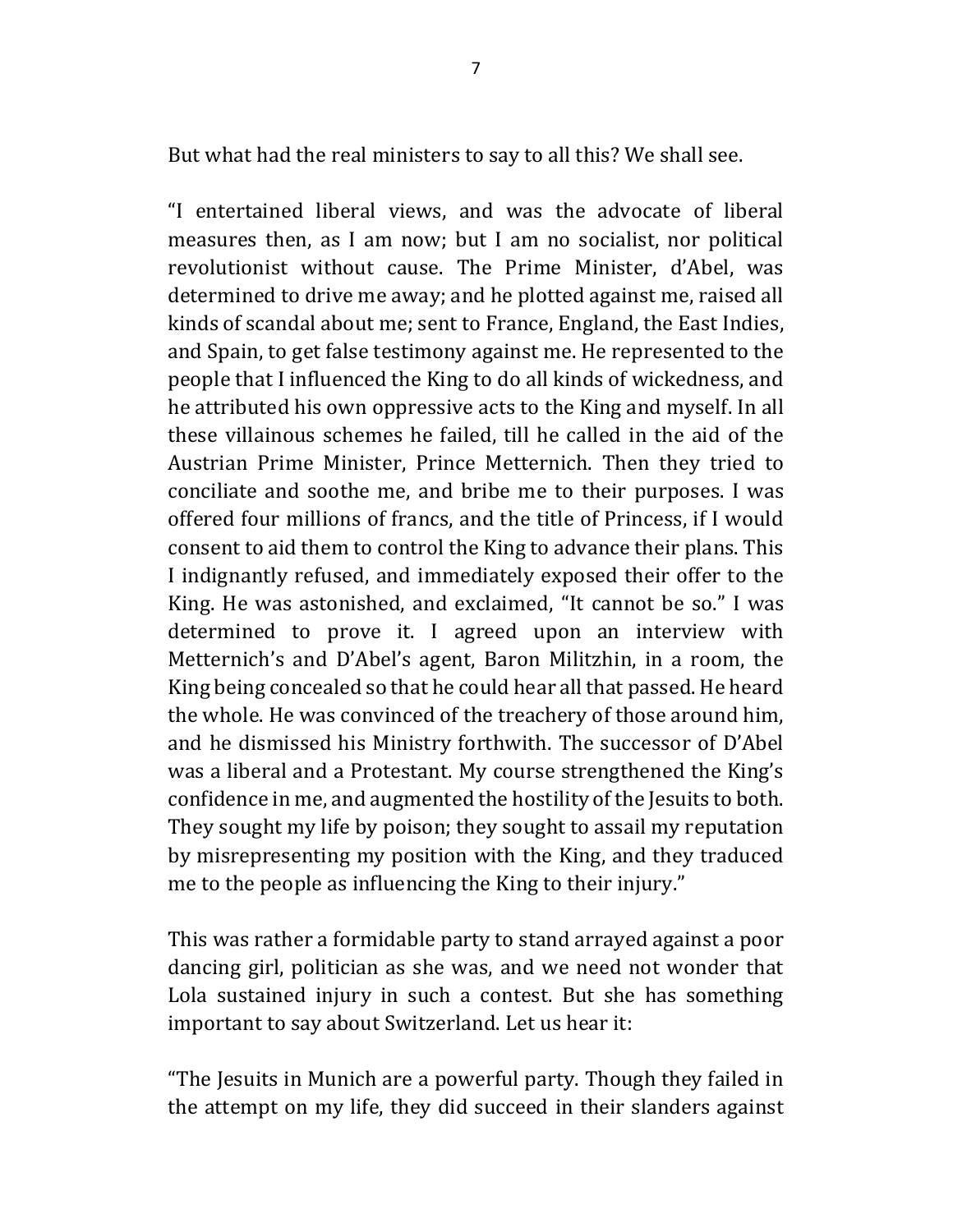But what had the real ministers to say to all this? We shall see.

"I entertained liberal views, and was the advocate of liberal measures then, as I am now; but I am no socialist, nor political revolutionist without cause. The Prime Minister, d'Abel, was determined to drive me away; and he plotted against me, raised all kinds of scandal about me; sent to France, England, the East Indies, and Spain, to get false testimony against me. He represented to the people that I influenced the King to do all kinds of wickedness, and he attributed his own oppressive acts to the King and myself. In all these villainous schemes he failed, till he called in the aid of the Austrian Prime Minister, Prince Metternich. Then they tried to conciliate and soothe me, and bribe me to their purposes. I was offered four millions of francs, and the title of Princess, if I would consent to aid them to control the King to advance their plans. This I indignantly refused, and immediately exposed their offer to the King. He was astonished, and exclaimed, "It cannot be so." I was determined to prove it. I agreed upon an interview with Metternich's and D'Abel's agent, Baron Militzhin, in a room, the King being concealed so that he could hear all that passed. He heard the whole. He was convinced of the treachery of those around him, and he dismissed his Ministry forthwith. The successor of D'Abel was a liberal and a Protestant. My course strengthened the King's confidence in me, and augmented the hostility of the Jesuits to both. They sought my life by poison; they sought to assail my reputation by misrepresenting my position with the King, and they traduced me to the people as influencing the King to their injury."

This was rather a formidable party to stand arrayed against a poor dancing girl, politician as she was, and we need not wonder that Lola sustained injury in such a contest. But she has something important to say about Switzerland. Let us hear it:

"The Jesuits in Munich are a powerful party. Though they failed in the attempt on my life, they did succeed in their slanders against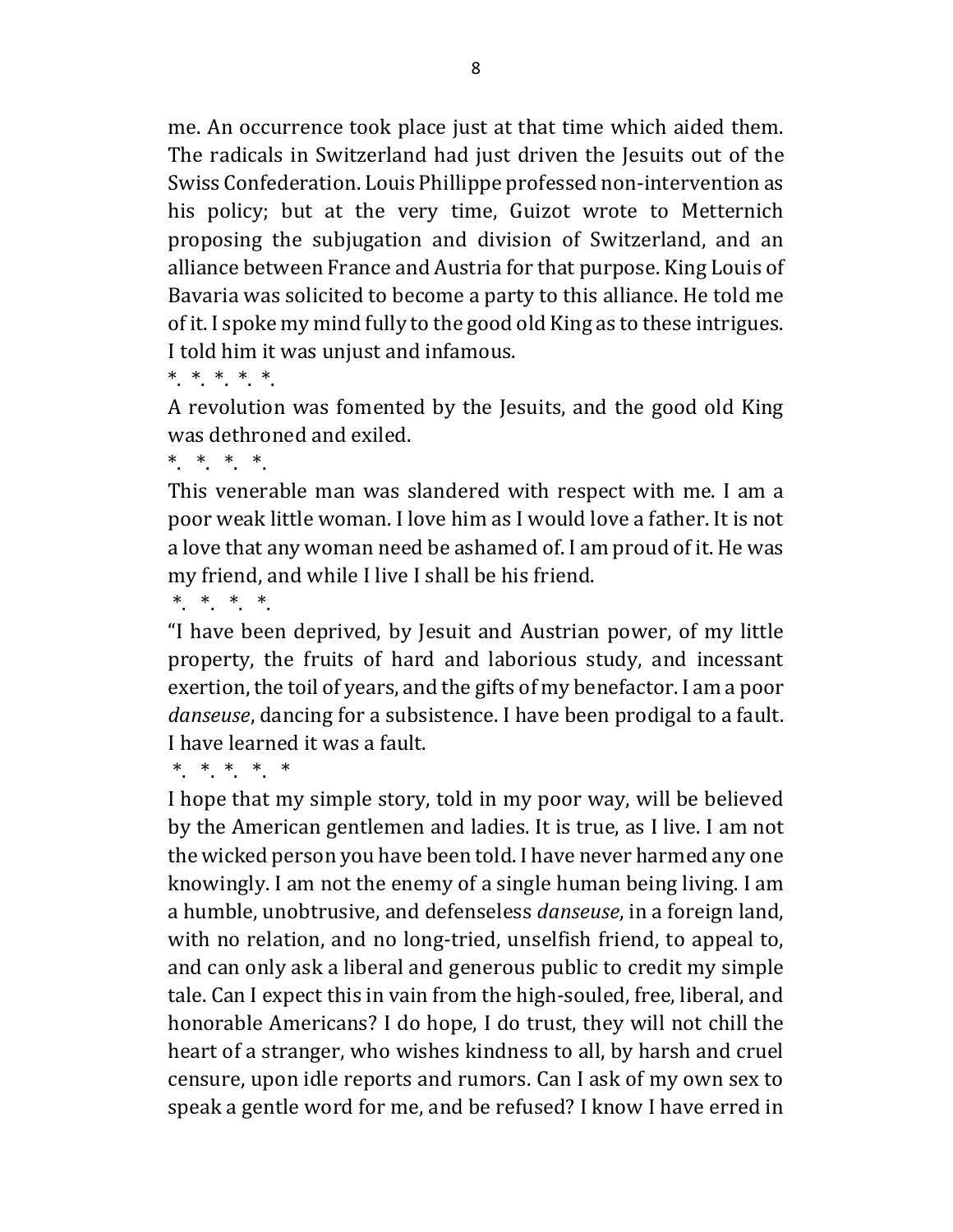me. An occurrence took place just at that time which aided them. The radicals in Switzerland had just driven the Jesuits out of the Swiss Confederation. Louis Phillippe professed non-intervention as his policy; but at the very time, Guizot wrote to Metternich proposing the subjugation and division of Switzerland, and an alliance between France and Austria for that purpose. King Louis of Bavaria was solicited to become a party to this alliance. He told me of it. I spoke my mind fully to the good old King as to these intrigues. I told him it was unjust and infamous.

*. *. *. *. *.

A revolution was fomented by the Jesuits, and the good old King was dethroned and exiled.

*. *. *. *.

This venerable man was slandered with respect with me. I am a poor weak little woman. I love him as I would love a father. It is not a love that any woman need be ashamed of. I am proud of it. He was my friend, and while I live I shall be his friend.

*. *. *. *.

"I have been deprived, by Jesuit and Austrian power, of my little property, the fruits of hard and laborious study, and incessant exertion, the toil of years, and the gifts of my benefactor. I am a poor *danseuse*, dancing for a subsistence. I have been prodigal to a fault. I have learned it was a fault.

*. *. *. *. *

I hope that my simple story, told in my poor way, will be believed by the American gentlemen and ladies. It is true, as I live. I am not the wicked person you have been told. I have never harmed any one knowingly. I am not the enemy of a single human being living. I am a humble, unobtrusive, and defenseless *danseuse*, in a foreign land, with no relation, and no long-tried, unselfish friend, to appeal to, and can only ask a liberal and generous public to credit my simple tale. Can I expect this in vain from the high-souled, free, liberal, and honorable Americans? I do hope, I do trust, they will not chill the heart of a stranger, who wishes kindness to all, by harsh and cruel censure, upon idle reports and rumors. Can I ask of my own sex to speak a gentle word for me, and be refused? I know I have erred in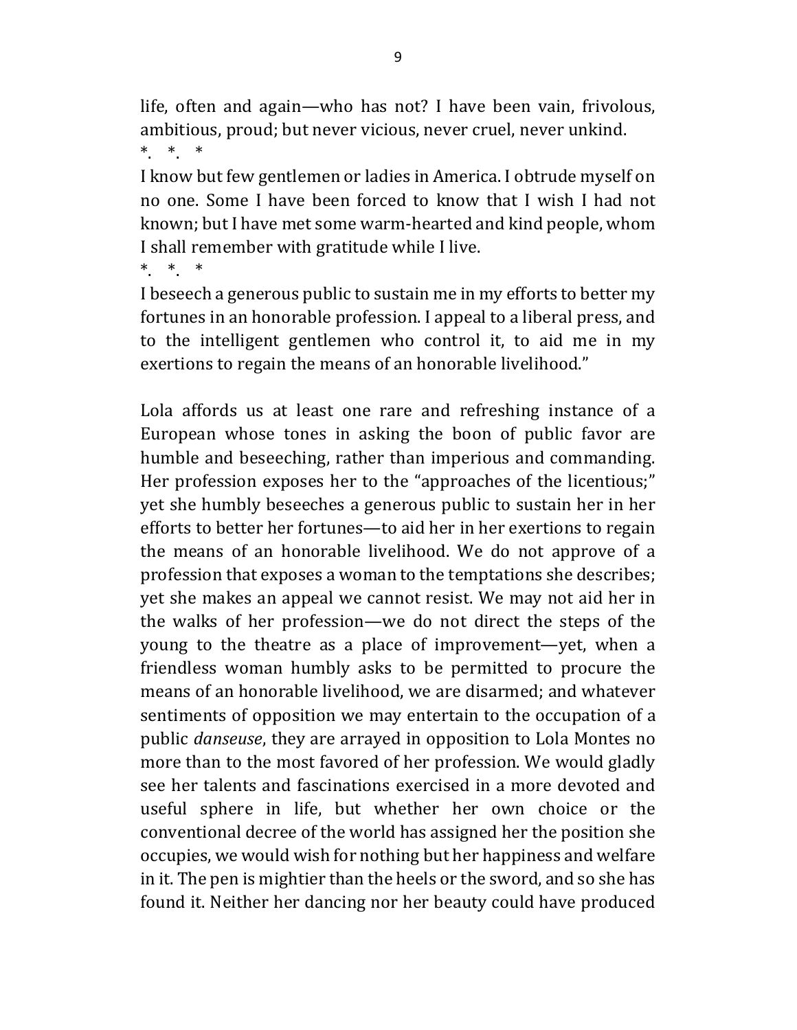life, often and again—who has not? I have been vain, frivolous, ambitious, proud; but never vicious, never cruel, never unkind.

*. *. *

I know but few gentlemen or ladies in America. I obtrude myself on no one. Some I have been forced to know that I wish I had not known; but I have met some warm-hearted and kind people, whom I shall remember with gratitude while I live.

*. *. *

I beseech a generous public to sustain me in my efforts to better my fortunes in an honorable profession. I appeal to a liberal press, and to the intelligent gentlemen who control it, to aid me in my exertions to regain the means of an honorable livelihood."

Lola affords us at least one rare and refreshing instance of a European whose tones in asking the boon of public favor are humble and beseeching, rather than imperious and commanding. Her profession exposes her to the "approaches of the licentious;" yet she humbly beseeches a generous public to sustain her in her efforts to better her fortunes—to aid her in her exertions to regain the means of an honorable livelihood. We do not approve of a profession that exposes a woman to the temptations she describes; yet she makes an appeal we cannot resist. We may not aid her in the walks of her profession—we do not direct the steps of the young to the theatre as a place of improvement—yet, when a friendless woman humbly asks to be permitted to procure the means of an honorable livelihood, we are disarmed; and whatever sentiments of opposition we may entertain to the occupation of a public *danseuse*, they are arrayed in opposition to Lola Montes no more than to the most favored of her profession. We would gladly see her talents and fascinations exercised in a more devoted and useful sphere in life, but whether her own choice or the conventional decree of the world has assigned her the position she occupies, we would wish for nothing but her happiness and welfare in it. The pen is mightier than the heels or the sword, and so she has found it. Neither her dancing nor her beauty could have produced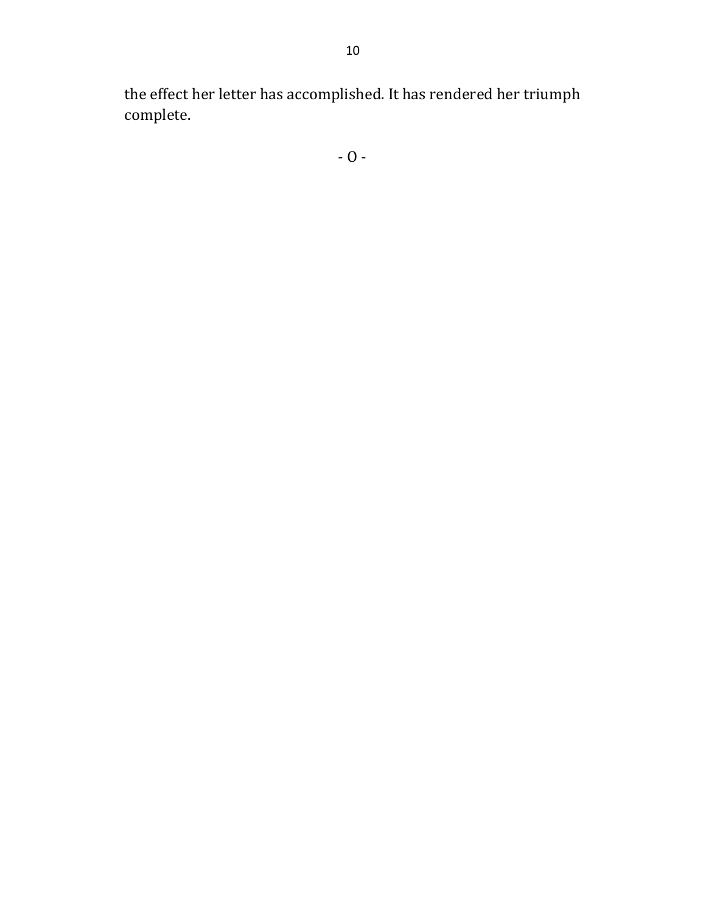the effect her letter has accomplished. It has rendered her triumph complete.

- O -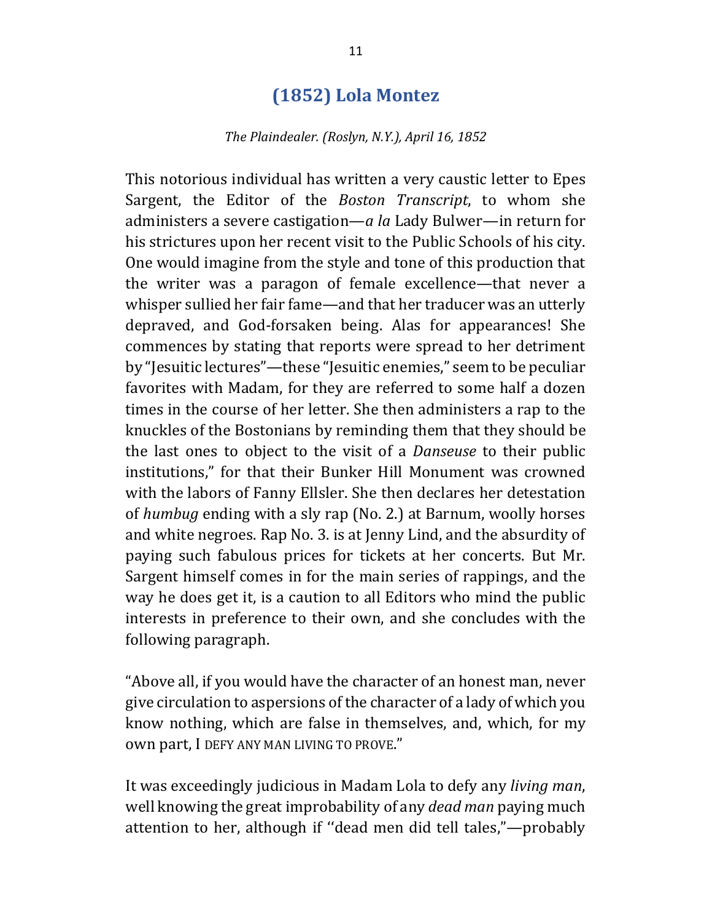## (1852) Lola Montez

*The Plaindealer. (Roslyn, N.Y.), April 16, 1852*

This notorious individual has written a very caustic letter to Epes Sargent, the Editor of the *Boston Transcript*, to whom she administers a severe castigation—*a la* Lady Bulwer—in return for his strictures upon her recent visit to the Public Schools of his city. One would imagine from the style and tone of this production that the writer was a paragon of female excellence—that never a whisper sullied her fair fame—and that her traducer was an utterly depraved, and God-forsaken being. Alas for appearances! She commences by stating that reports were spread to her detriment by "Jesuitic lectures"—these "Jesuitic enemies," seem to be peculiar favorites with Madam, for they are referred to some half a dozen times in the course of her letter. She then administers a rap to the knuckles of the Bostonians by reminding them that they should be the last ones to object to the visit of a *Danseuse* to their public institutions," for that their Bunker Hill Monument was crowned with the labors of Fanny Ellsler. She then declares her detestation of *humbug* ending with a sly rap (No. 2.) at Barnum, woolly horses and white negroes. Rap No. 3. is at Jenny Lind, and the absurdity of paying such fabulous prices for tickets at her concerts. But Mr. Sargent himself comes in for the main series of rappings, and the way he does get it, is a caution to all Editors who mind the public interests in preference to their own, and she concludes with the following paragraph.

"Above all, if you would have the character of an honest man, never give circulation to aspersions of the character of a lady of which you know nothing, which are false in themselves, and, which, for my own part, I DEFY ANY MAN LIVING TO PROVE."

It was exceedingly judicious in Madam Lola to defy any *living man*, well knowing the great improbability of any *dead man* paying much attention to her, although if ''dead men did tell tales,"—probably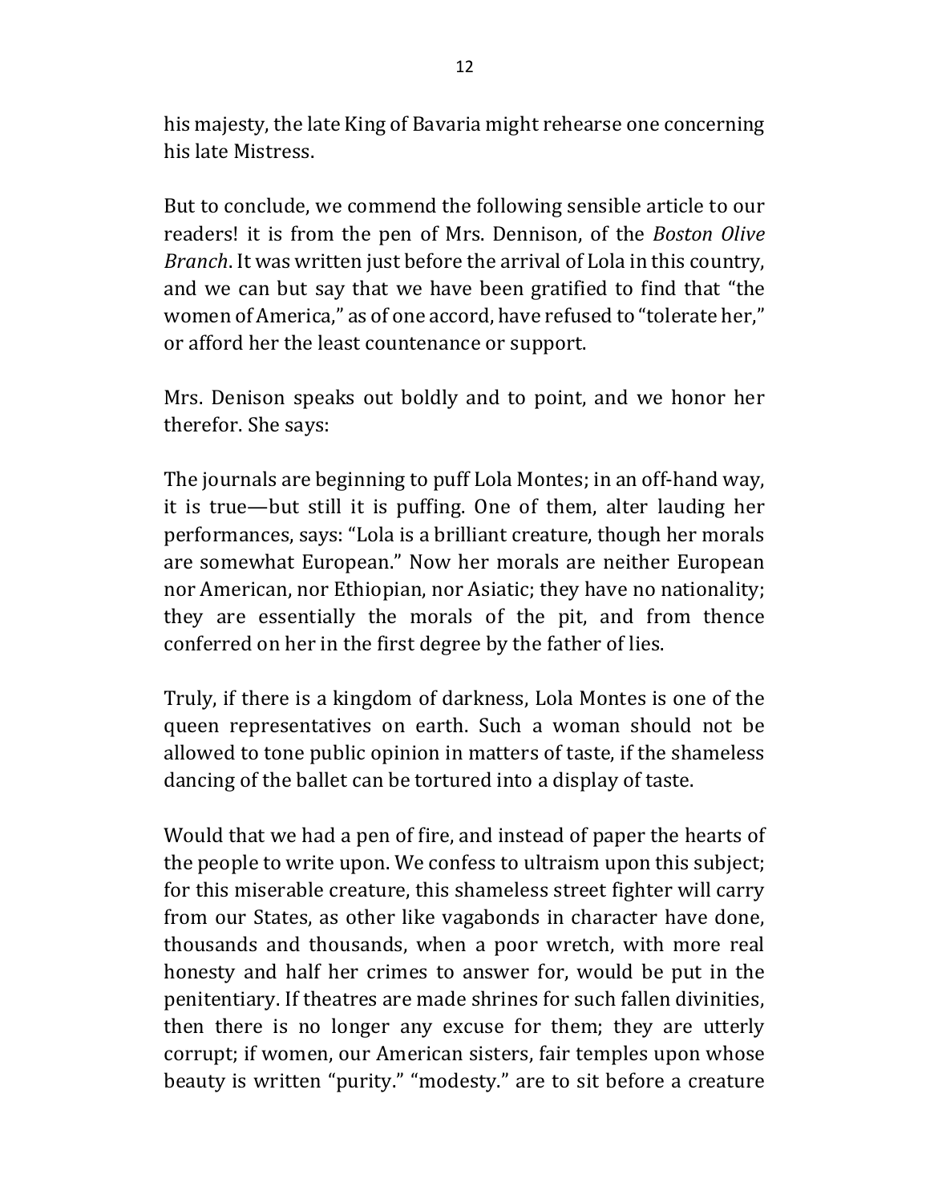his majesty, the late King of Bavaria might rehearse one concerning his late Mistress.

But to conclude, we commend the following sensible article to our readers! it is from the pen of Mrs. Dennison, of the *Boston Olive Branch*. It was written just before the arrival of Lola in this country, and we can but say that we have been gratified to find that "the women of America," as of one accord, have refused to "tolerate her," or afford her the least countenance or support.

Mrs. Denison speaks out boldly and to point, and we honor her therefor. She says:

The journals are beginning to puff Lola Montes; in an off-hand way, it is true—but still it is puffing. One of them, alter lauding her performances, says: "Lola is a brilliant creature, though her morals are somewhat European." Now her morals are neither European nor American, nor Ethiopian, nor Asiatic; they have no nationality; they are essentially the morals of the pit, and from thence conferred on her in the first degree by the father of lies.

Truly, if there is a kingdom of darkness, Lola Montes is one of the queen representatives on earth. Such a woman should not be allowed to tone public opinion in matters of taste, if the shameless dancing of the ballet can be tortured into a display of taste.

Would that we had a pen of fire, and instead of paper the hearts of the people to write upon. We confess to ultraism upon this subject; for this miserable creature, this shameless street fighter will carry from our States, as other like vagabonds in character have done, thousands and thousands, when a poor wretch, with more real honesty and half her crimes to answer for, would be put in the penitentiary. If theatres are made shrines for such fallen divinities, then there is no longer any excuse for them; they are utterly corrupt; if women, our American sisters, fair temples upon whose beauty is written "purity." "modesty." are to sit before a creature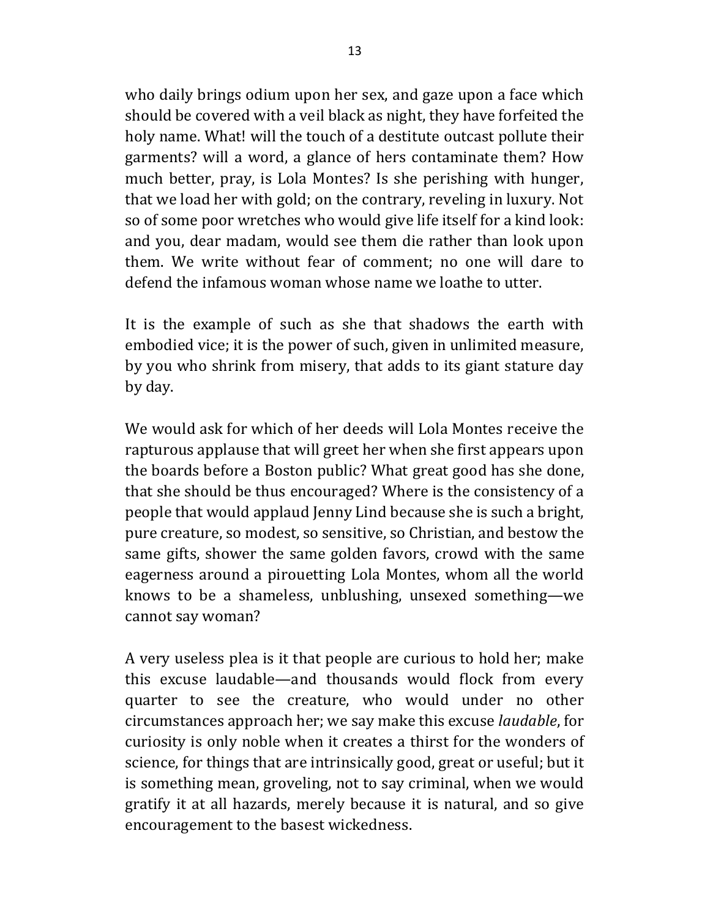who daily brings odium upon her sex, and gaze upon a face which should be covered with a veil black as night, they have forfeited the holy name. What! will the touch of a destitute outcast pollute their garments? will a word, a glance of hers contaminate them? How much better, pray, is Lola Montes? Is she perishing with hunger, that we load her with gold; on the contrary, reveling in luxury. Not so of some poor wretches who would give life itself for a kind look: and you, dear madam, would see them die rather than look upon them. We write without fear of comment; no one will dare to defend the infamous woman whose name we loathe to utter.

It is the example of such as she that shadows the earth with embodied vice; it is the power of such, given in unlimited measure, by you who shrink from misery, that adds to its giant stature day by day.

We would ask for which of her deeds will Lola Montes receive the rapturous applause that will greet her when she first appears upon the boards before a Boston public? What great good has she done, that she should be thus encouraged? Where is the consistency of a people that would applaud Jenny Lind because she is such a bright, pure creature, so modest, so sensitive, so Christian, and bestow the same gifts, shower the same golden favors, crowd with the same eagerness around a pirouetting Lola Montes, whom all the world knows to be a shameless, unblushing, unsexed something—we cannot say woman?

A very useless plea is it that people are curious to hold her; make this excuse laudable—and thousands would flock from every quarter to see the creature, who would under no other circumstances approach her; we say make this excuse *laudable*, for curiosity is only noble when it creates a thirst for the wonders of science, for things that are intrinsically good, great or useful; but it is something mean, groveling, not to say criminal, when we would gratify it at all hazards, merely because it is natural, and so give encouragement to the basest wickedness.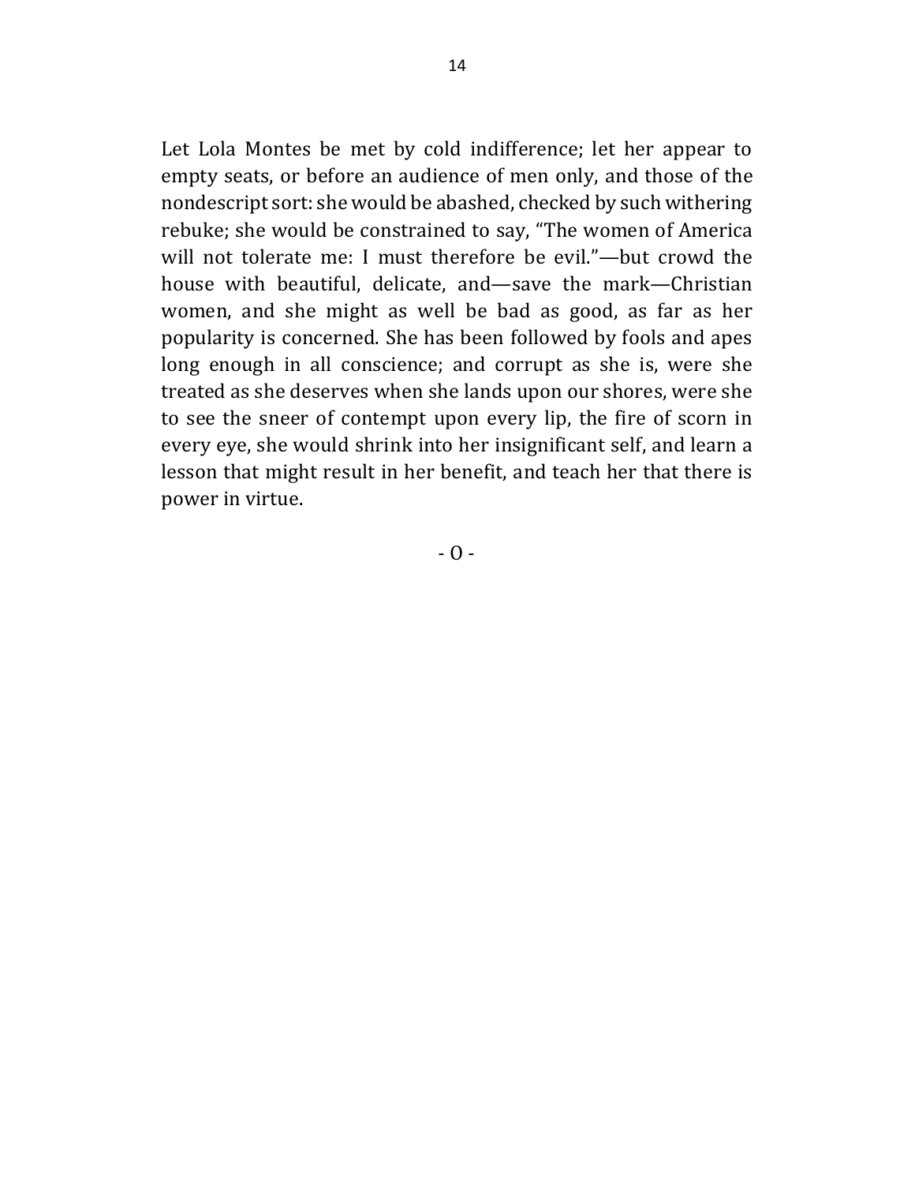Let Lola Montes be met by cold indifference; let her appear to empty seats, or before an audience of men only, and those of the nondescript sort: she would be abashed, checked by such withering rebuke; she would be constrained to say, "The women of America will not tolerate me: I must therefore be evil."—but crowd the house with beautiful, delicate, and—save the mark—Christian women, and she might as well be bad as good, as far as her popularity is concerned. She has been followed by fools and apes long enough in all conscience; and corrupt as she is, were she treated as she deserves when she lands upon our shores, were she to see the sneer of contempt upon every lip, the fire of scorn in every eye, she would shrink into her insignificant self, and learn a lesson that might result in her benefit, and teach her that there is power in virtue.

- O -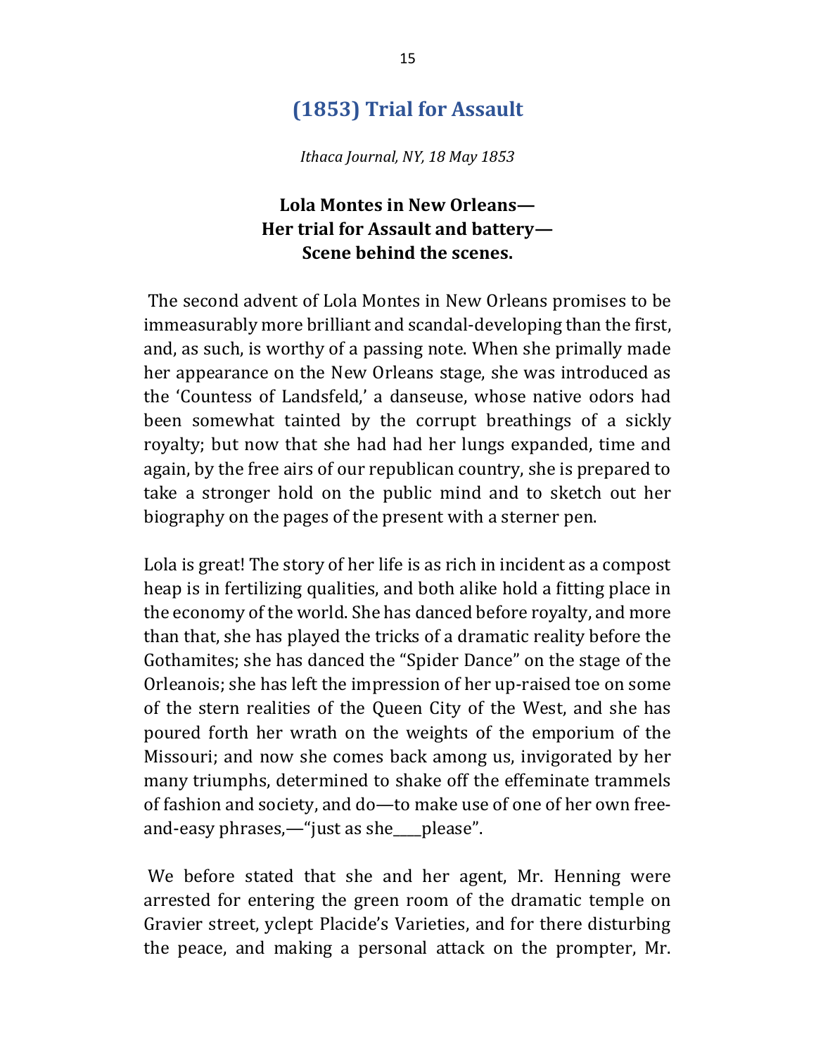## (1853) Trial for Assault

*Ithaca Journal, NY, 18 May 1853*

### Lola Montes in New Orleans—
### Her trial for Assault and battery—
### Scene behind the scenes.

The second advent of Lola Montes in New Orleans promises to be immeasurably more brilliant and scandal-developing than the first, and, as such, is worthy of a passing note. When she primally made her appearance on the New Orleans stage, she was introduced as the 'Countess of Landsfeld,' a danseuse, whose native odors had been somewhat tainted by the corrupt breathings of a sickly royalty; but now that she had had her lungs expanded, time and again, by the free airs of our republican country, she is prepared to take a stronger hold on the public mind and to sketch out her biography on the pages of the present with a sterner pen.

Lola is great! The story of her life is as rich in incident as a compost heap is in fertilizing qualities, and both alike hold a fitting place in the economy of the world. She has danced before royalty, and more than that, she has played the tricks of a dramatic reality before the Gothamites; she has danced the "Spider Dance" on the stage of the Orleanois; she has left the impression of her up-raised toe on some of the stern realities of the Queen City of the West, and she has poured forth her wrath on the weights of the emporium of the Missouri; and now she comes back among us, invigorated by her many triumphs, determined to shake off the effeminate trammels of fashion and society, and do—to make use of one of her own free-and-easy phrases,—"just as she____please".

We before stated that she and her agent, Mr. Henning were arrested for entering the green room of the dramatic temple on Gravier street, yclept Placide's Varieties, and for there disturbing the peace, and making a personal attack on the prompter, Mr.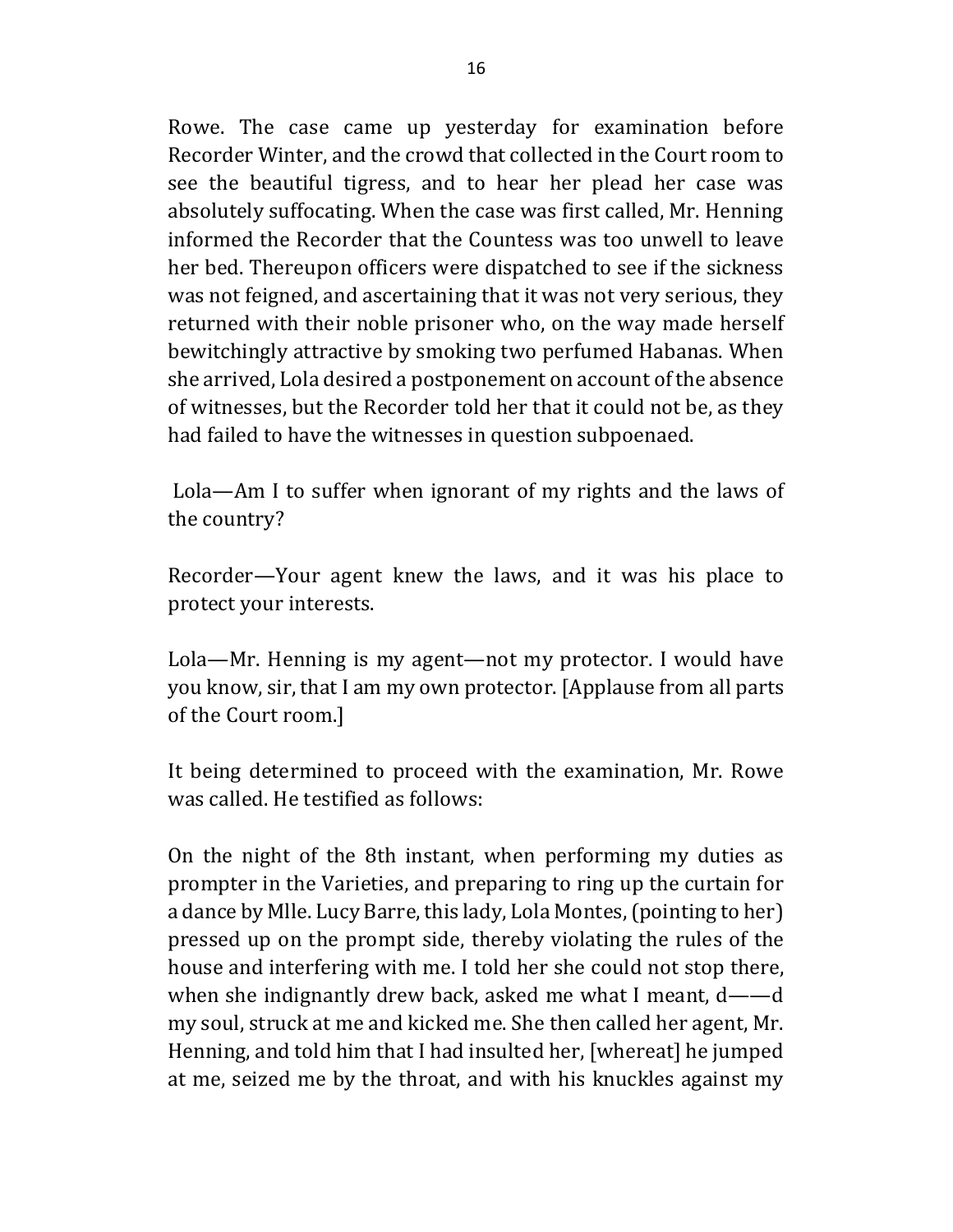Rowe. The case came up yesterday for examination before Recorder Winter, and the crowd that collected in the Court room to see the beautiful tigress, and to hear her plead her case was absolutely suffocating. When the case was first called, Mr. Henning informed the Recorder that the Countess was too unwell to leave her bed. Thereupon officers were dispatched to see if the sickness was not feigned, and ascertaining that it was not very serious, they returned with their noble prisoner who, on the way made herself bewitchingly attractive by smoking two perfumed Habanas. When she arrived, Lola desired a postponement on account of the absence of witnesses, but the Recorder told her that it could not be, as they had failed to have the witnesses in question subpoenaed.

Lola—Am I to suffer when ignorant of my rights and the laws of the country?

Recorder—Your agent knew the laws, and it was his place to protect your interests.

Lola—Mr. Henning is my agent—not my protector. I would have you know, sir, that I am my own protector. [Applause from all parts of the Court room.]

It being determined to proceed with the examination, Mr. Rowe was called. He testified as follows:

On the night of the 8th instant, when performing my duties as prompter in the Varieties, and preparing to ring up the curtain for a dance by Mlle. Lucy Barre, this lady, Lola Montes, (pointing to her) pressed up on the prompt side, thereby violating the rules of the house and interfering with me. I told her she could not stop there, when she indignantly drew back, asked me what I meant, d——d my soul, struck at me and kicked me. She then called her agent, Mr. Henning, and told him that I had insulted her, [whereat] he jumped at me, seized me by the throat, and with his knuckles against my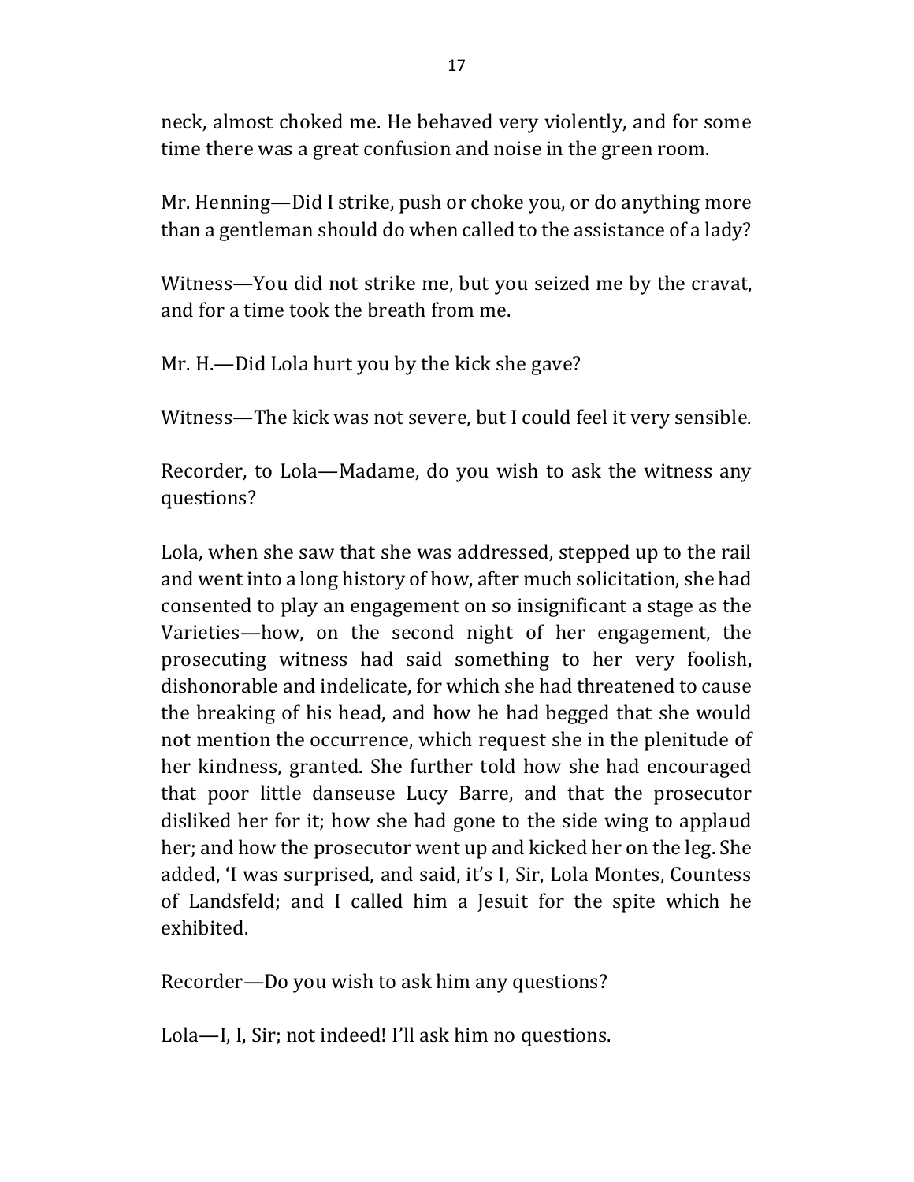neck, almost choked me. He behaved very violently, and for some time there was a great confusion and noise in the green room.

Mr. Henning—Did I strike, push or choke you, or do anything more than a gentleman should do when called to the assistance of a lady?

Witness—You did not strike me, but you seized me by the cravat, and for a time took the breath from me.

Mr. H.—Did Lola hurt you by the kick she gave?

Witness—The kick was not severe, but I could feel it very sensible.

Recorder, to Lola—Madame, do you wish to ask the witness any questions?

Lola, when she saw that she was addressed, stepped up to the rail and went into a long history of how, after much solicitation, she had consented to play an engagement on so insignificant a stage as the Varieties—how, on the second night of her engagement, the prosecuting witness had said something to her very foolish, dishonorable and indelicate, for which she had threatened to cause the breaking of his head, and how he had begged that she would not mention the occurrence, which request she in the plenitude of her kindness, granted. She further told how she had encouraged that poor little danseuse Lucy Barre, and that the prosecutor disliked her for it; how she had gone to the side wing to applaud her; and how the prosecutor went up and kicked her on the leg. She added, 'I was surprised, and said, it's I, Sir, Lola Montes, Countess of Landsfeld; and I called him a Jesuit for the spite which he exhibited.

Recorder—Do you wish to ask him any questions?

Lola—I, I, Sir; not indeed! I'll ask him no questions.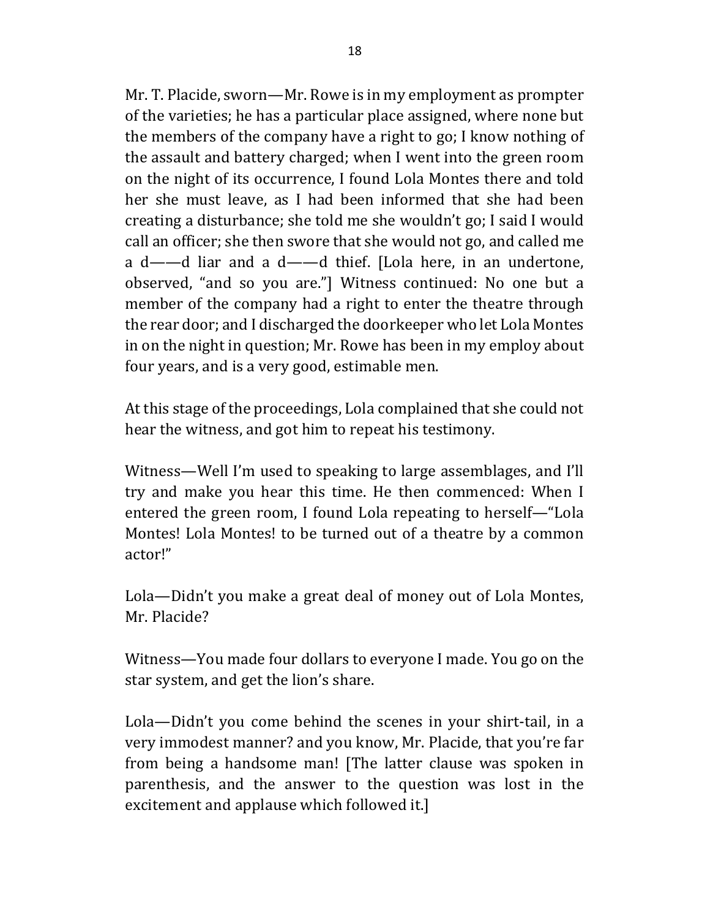Mr. T. Placide, sworn—Mr. Rowe is in my employment as prompter of the varieties; he has a particular place assigned, where none but the members of the company have a right to go; I know nothing of the assault and battery charged; when I went into the green room on the night of its occurrence, I found Lola Montes there and told her she must leave, as I had been informed that she had been creating a disturbance; she told me she wouldn't go; I said I would call an officer; she then swore that she would not go, and called me a d——d liar and a d——d thief. [Lola here, in an undertone, observed, "and so you are."] Witness continued: No one but a member of the company had a right to enter the theatre through the rear door; and I discharged the doorkeeper who let Lola Montes in on the night in question; Mr. Rowe has been in my employ about four years, and is a very good, estimable men.

At this stage of the proceedings, Lola complained that she could not hear the witness, and got him to repeat his testimony.

Witness—Well I'm used to speaking to large assemblages, and I'll try and make you hear this time. He then commenced: When I entered the green room, I found Lola repeating to herself—"Lola Montes! Lola Montes! to be turned out of a theatre by a common actor!"

Lola—Didn't you make a great deal of money out of Lola Montes, Mr. Placide?

Witness—You made four dollars to everyone I made. You go on the star system, and get the lion's share.

Lola—Didn't you come behind the scenes in your shirt-tail, in a very immodest manner? and you know, Mr. Placide, that you're far from being a handsome man! [The latter clause was spoken in parenthesis, and the answer to the question was lost in the excitement and applause which followed it.]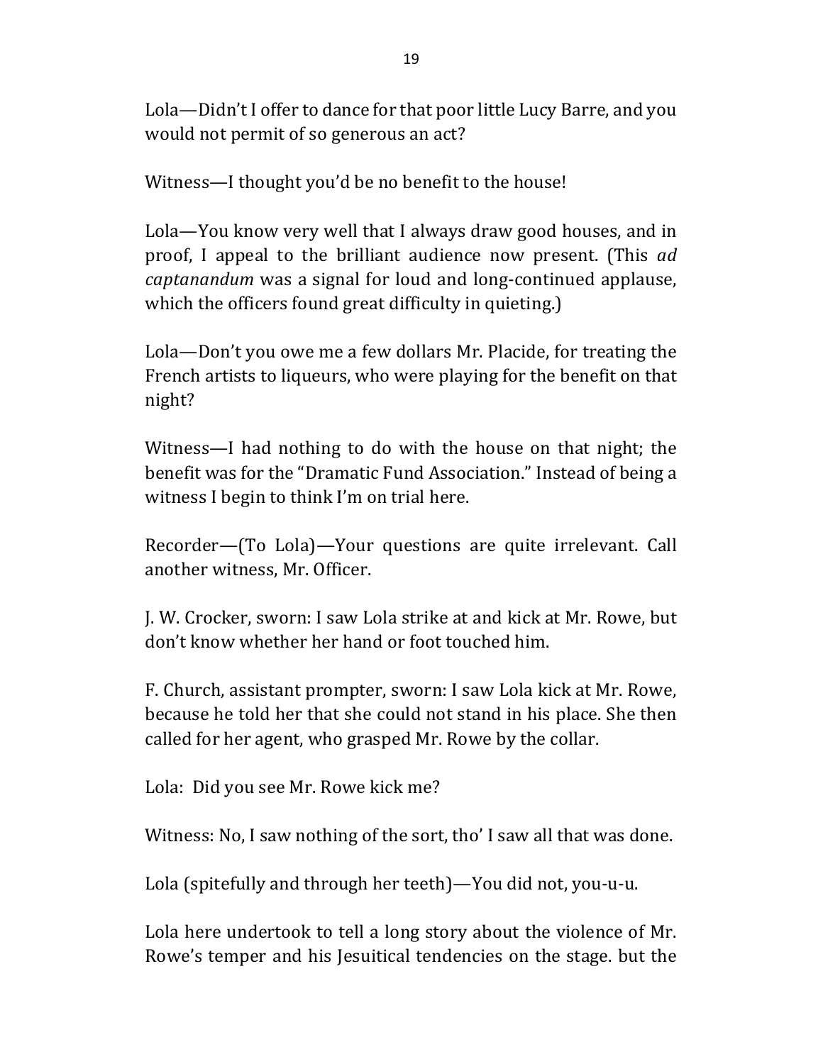Lola—Didn't I offer to dance for that poor little Lucy Barre, and you would not permit of so generous an act?

Witness—I thought you'd be no benefit to the house!

Lola—You know very well that I always draw good houses, and in proof, I appeal to the brilliant audience now present. (This *ad captanandum* was a signal for loud and long-continued applause, which the officers found great difficulty in quieting.)

Lola—Don't you owe me a few dollars Mr. Placide, for treating the French artists to liqueurs, who were playing for the benefit on that night?

Witness—I had nothing to do with the house on that night; the benefit was for the "Dramatic Fund Association." Instead of being a witness I begin to think I'm on trial here.

Recorder—(To Lola)—Your questions are quite irrelevant. Call another witness, Mr. Officer.

J. W. Crocker, sworn: I saw Lola strike at and kick at Mr. Rowe, but don't know whether her hand or foot touched him.

F. Church, assistant prompter, sworn: I saw Lola kick at Mr. Rowe, because he told her that she could not stand in his place. She then called for her agent, who grasped Mr. Rowe by the collar.

Lola: Did you see Mr. Rowe kick me?

Witness: No, I saw nothing of the sort, tho' I saw all that was done.

Lola (spitefully and through her teeth)—You did not, you-u-u.

Lola here undertook to tell a long story about the violence of Mr. Rowe's temper and his Jesuitical tendencies on the stage. but the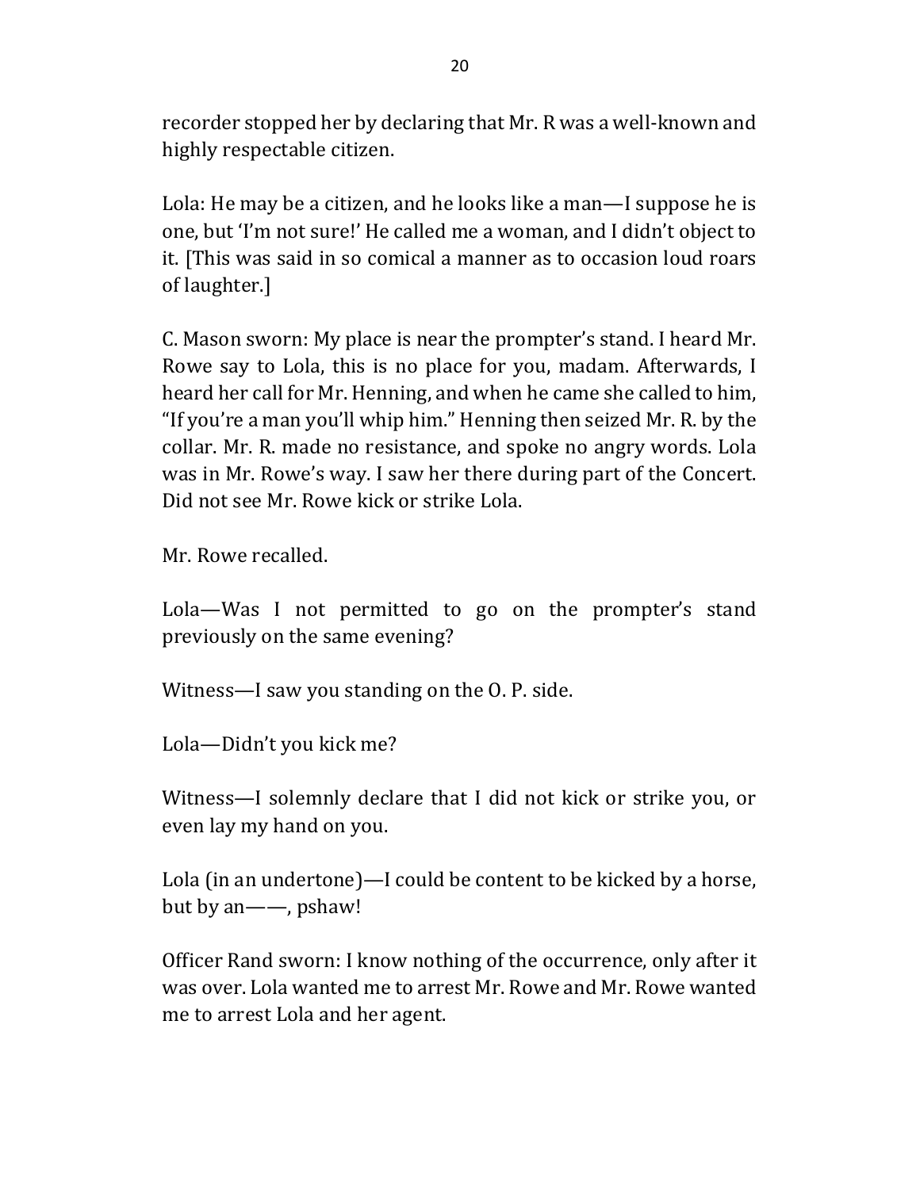recorder stopped her by declaring that Mr. R was a well-known and highly respectable citizen.

Lola: He may be a citizen, and he looks like a man—I suppose he is one, but 'I'm not sure!' He called me a woman, and I didn't object to it. [This was said in so comical a manner as to occasion loud roars of laughter.]

C. Mason sworn: My place is near the prompter's stand. I heard Mr. Rowe say to Lola, this is no place for you, madam. Afterwards, I heard her call for Mr. Henning, and when he came she called to him, "If you're a man you'll whip him." Henning then seized Mr. R. by the collar. Mr. R. made no resistance, and spoke no angry words. Lola was in Mr. Rowe's way. I saw her there during part of the Concert. Did not see Mr. Rowe kick or strike Lola.

Mr. Rowe recalled.

Lola—Was I not permitted to go on the prompter's stand previously on the same evening?

Witness—I saw you standing on the O. P. side.

Lola—Didn't you kick me?

Witness—I solemnly declare that I did not kick or strike you, or even lay my hand on you.

Lola (in an undertone)—I could be content to be kicked by a horse, but by an——, pshaw!

Officer Rand sworn: I know nothing of the occurrence, only after it was over. Lola wanted me to arrest Mr. Rowe and Mr. Rowe wanted me to arrest Lola and her agent.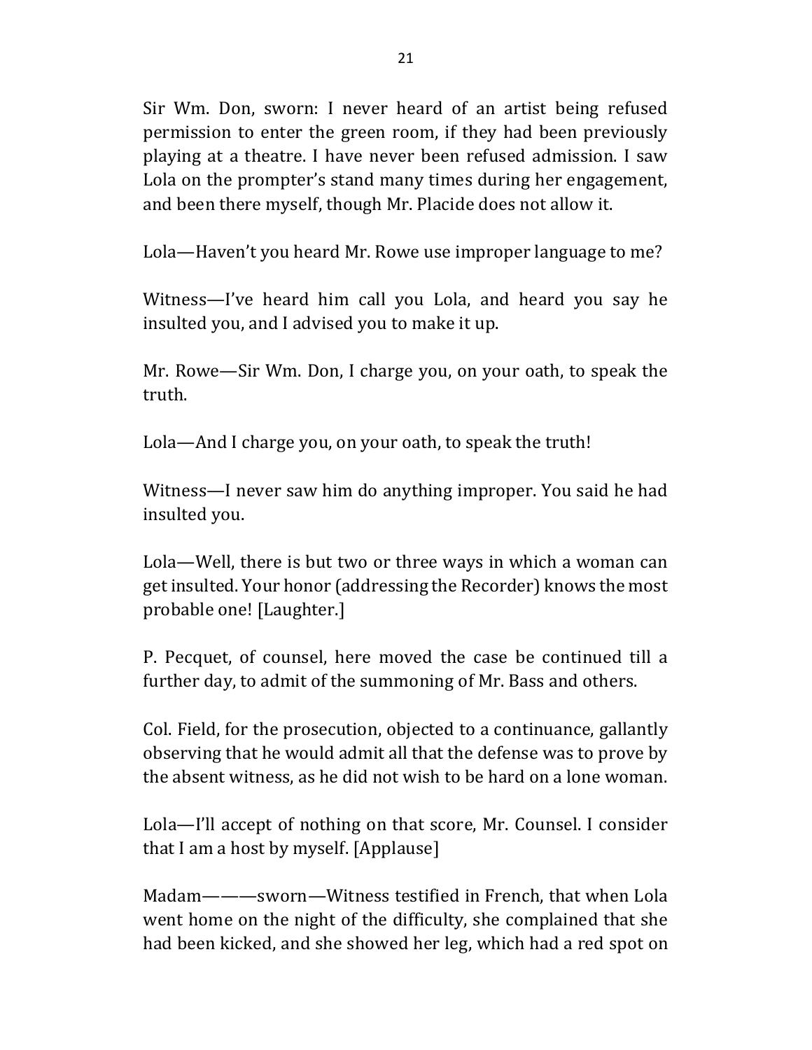Sir Wm. Don, sworn: I never heard of an artist being refused permission to enter the green room, if they had been previously playing at a theatre. I have never been refused admission. I saw Lola on the prompter's stand many times during her engagement, and been there myself, though Mr. Placide does not allow it.

Lola—Haven't you heard Mr. Rowe use improper language to me?

Witness—I've heard him call you Lola, and heard you say he insulted you, and I advised you to make it up.

Mr. Rowe—Sir Wm. Don, I charge you, on your oath, to speak the truth.

Lola—And I charge you, on your oath, to speak the truth!

Witness—I never saw him do anything improper. You said he had insulted you.

Lola—Well, there is but two or three ways in which a woman can get insulted. Your honor (addressing the Recorder) knows the most probable one! [Laughter.]

P. Pecquet, of counsel, here moved the case be continued till a further day, to admit of the summoning of Mr. Bass and others.

Col. Field, for the prosecution, objected to a continuance, gallantly observing that he would admit all that the defense was to prove by the absent witness, as he did not wish to be hard on a lone woman.

Lola—I'll accept of nothing on that score, Mr. Counsel. I consider that I am a host by myself. [Applause]

Madam———sworn—Witness testified in French, that when Lola went home on the night of the difficulty, she complained that she had been kicked, and she showed her leg, which had a red spot on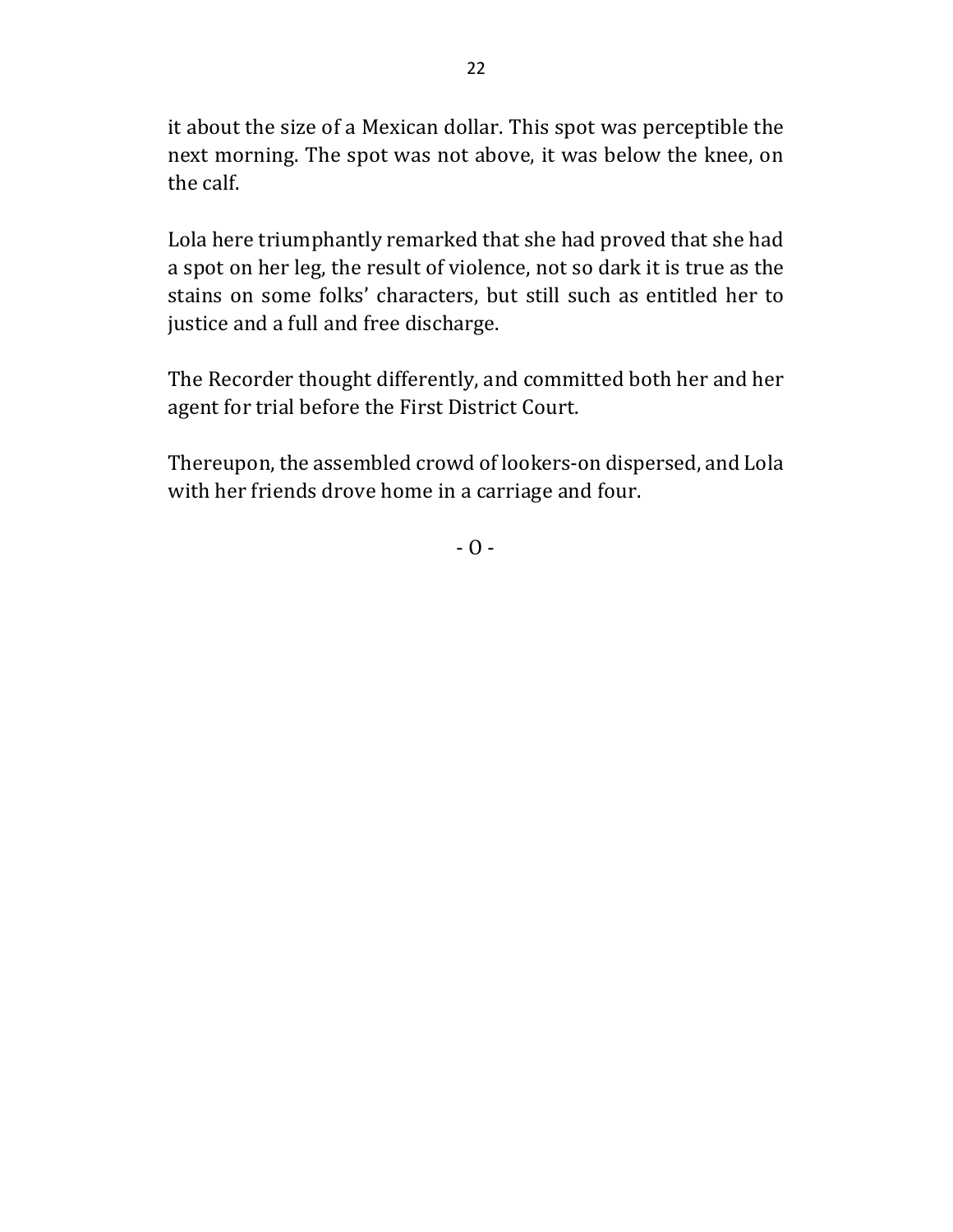it about the size of a Mexican dollar. This spot was perceptible the next morning. The spot was not above, it was below the knee, on the calf.

Lola here triumphantly remarked that she had proved that she had a spot on her leg, the result of violence, not so dark it is true as the stains on some folks' characters, but still such as entitled her to justice and a full and free discharge.

The Recorder thought differently, and committed both her and her agent for trial before the First District Court.

Thereupon, the assembled crowd of lookers-on dispersed, and Lola with her friends drove home in a carriage and four.

- O -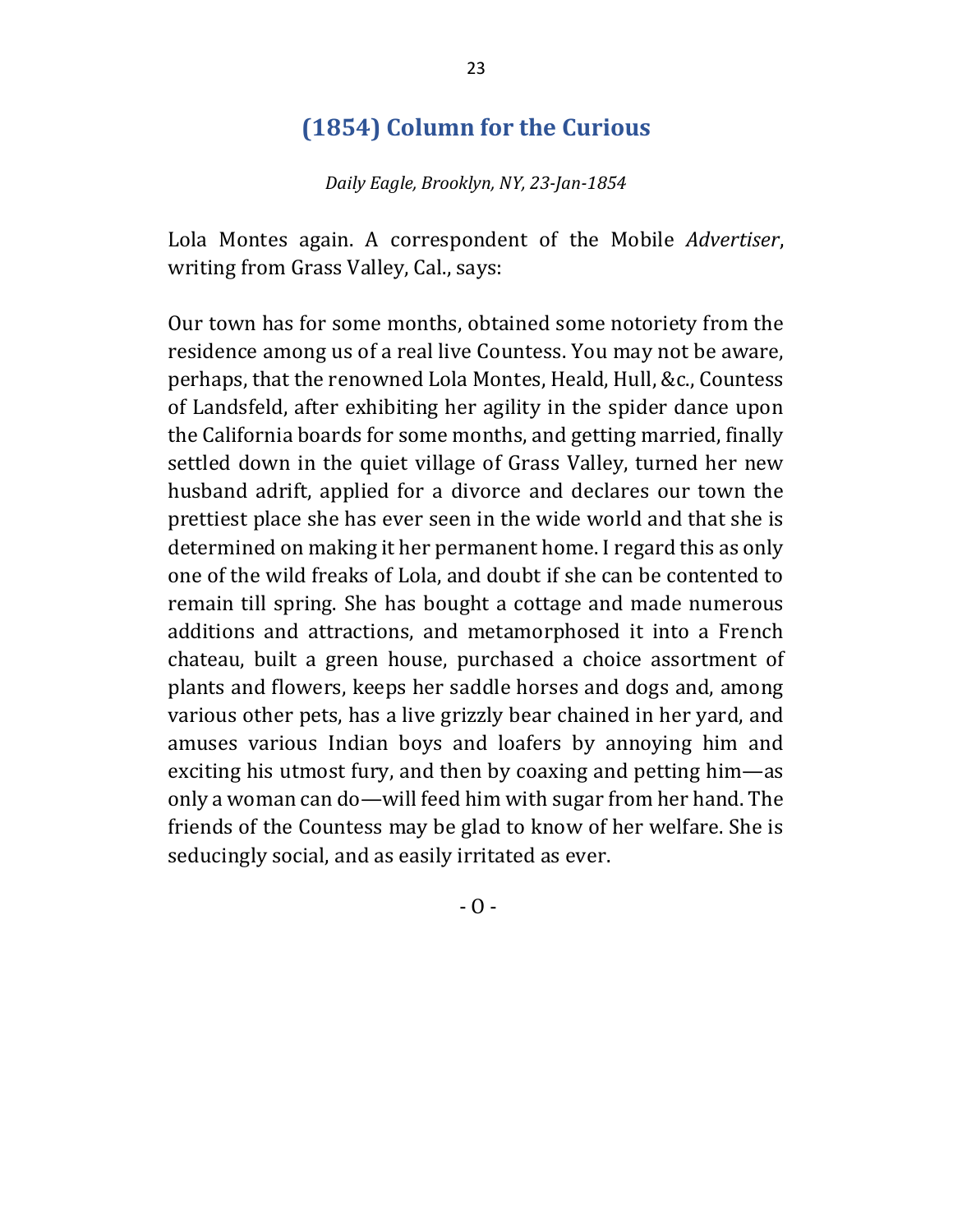## (1854) Column for the Curious

*Daily Eagle, Brooklyn, NY, 23-Jan-1854*

Lola Montes again. A correspondent of the Mobile *Advertiser*, writing from Grass Valley, Cal., says:

Our town has for some months, obtained some notoriety from the residence among us of a real live Countess. You may not be aware, perhaps, that the renowned Lola Montes, Heald, Hull, &c., Countess of Landsfeld, after exhibiting her agility in the spider dance upon the California boards for some months, and getting married, finally settled down in the quiet village of Grass Valley, turned her new husband adrift, applied for a divorce and declares our town the prettiest place she has ever seen in the wide world and that she is determined on making it her permanent home. I regard this as only one of the wild freaks of Lola, and doubt if she can be contented to remain till spring. She has bought a cottage and made numerous additions and attractions, and metamorphosed it into a French chateau, built a green house, purchased a choice assortment of plants and flowers, keeps her saddle horses and dogs and, among various other pets, has a live grizzly bear chained in her yard, and amuses various Indian boys and loafers by annoying him and exciting his utmost fury, and then by coaxing and petting him—as only a woman can do—will feed him with sugar from her hand. The friends of the Countess may be glad to know of her welfare. She is seducingly social, and as easily irritated as ever.

- O -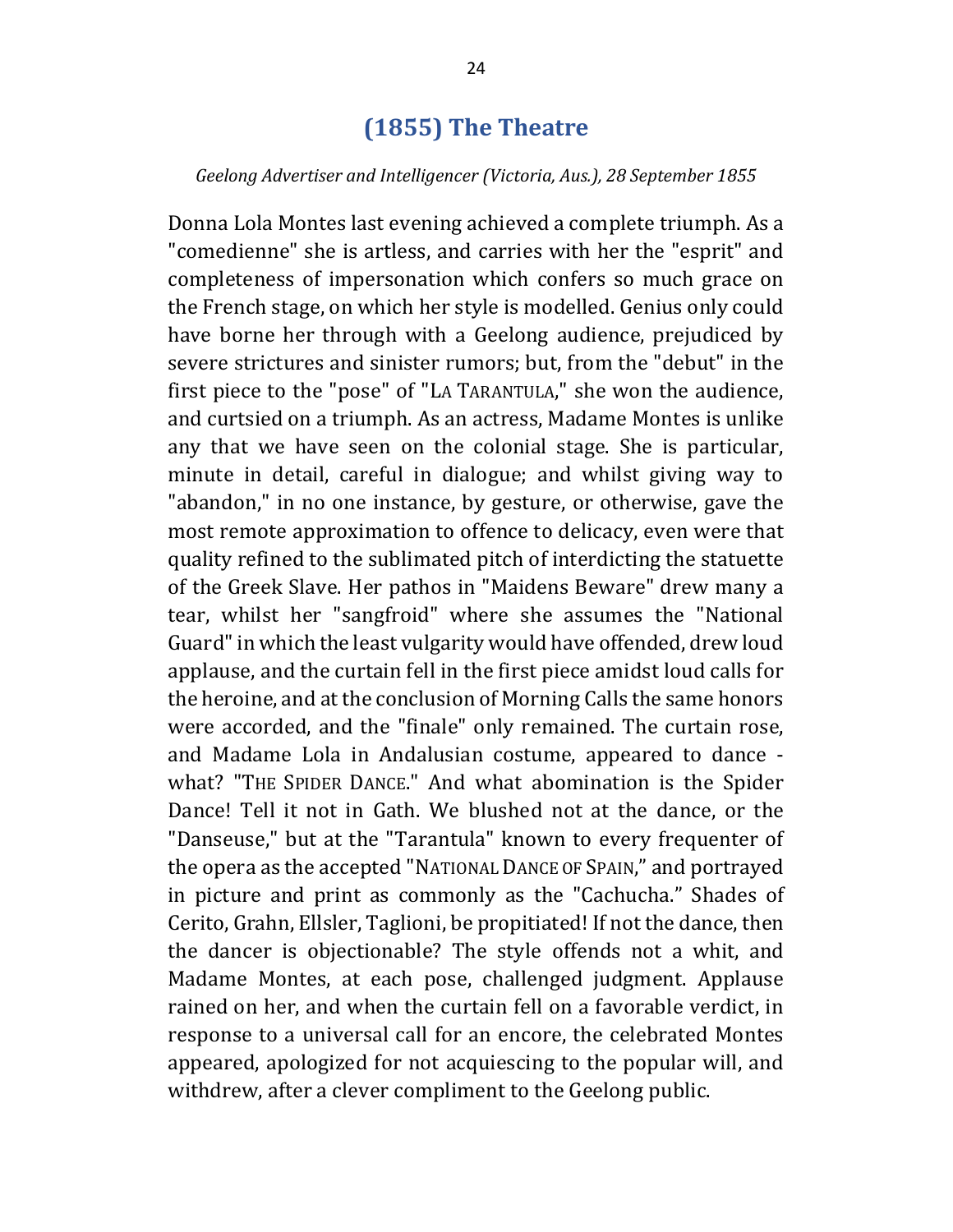## (1855) The Theatre

*Geelong Advertiser and Intelligencer (Victoria, Aus.), 28 September 1855*

Donna Lola Montes last evening achieved a complete triumph. As a "comedienne" she is artless, and carries with her the "esprit" and completeness of impersonation which confers so much grace on the French stage, on which her style is modelled. Genius only could have borne her through with a Geelong audience, prejudiced by severe strictures and sinister rumors; but, from the "debut" in the first piece to the "pose" of "LA TARANTULA," she won the audience, and curtsied on a triumph. As an actress, Madame Montes is unlike any that we have seen on the colonial stage. She is particular, minute in detail, careful in dialogue; and whilst giving way to "abandon," in no one instance, by gesture, or otherwise, gave the most remote approximation to offence to delicacy, even were that quality refined to the sublimated pitch of interdicting the statuette of the Greek Slave. Her pathos in "Maidens Beware" drew many a tear, whilst her "sangfroid" where she assumes the "National Guard" in which the least vulgarity would have offended, drew loud applause, and the curtain fell in the first piece amidst loud calls for the heroine, and at the conclusion of Morning Calls the same honors were accorded, and the "finale" only remained. The curtain rose, and Madame Lola in Andalusian costume, appeared to dance - what? "THE SPIDER DANCE." And what abomination is the Spider Dance! Tell it not in Gath. We blushed not at the dance, or the "Danseuse," but at the "Tarantula" known to every frequenter of the opera as the accepted "NATIONAL DANCE OF SPAIN," and portrayed in picture and print as commonly as the "Cachucha." Shades of Cerito, Grahn, Ellsler, Taglioni, be propitiated! If not the dance, then the dancer is objectionable? The style offends not a whit, and Madame Montes, at each pose, challenged judgment. Applause rained on her, and when the curtain fell on a favorable verdict, in response to a universal call for an encore, the celebrated Montes appeared, apologized for not acquiescing to the popular will, and withdrew, after a clever compliment to the Geelong public.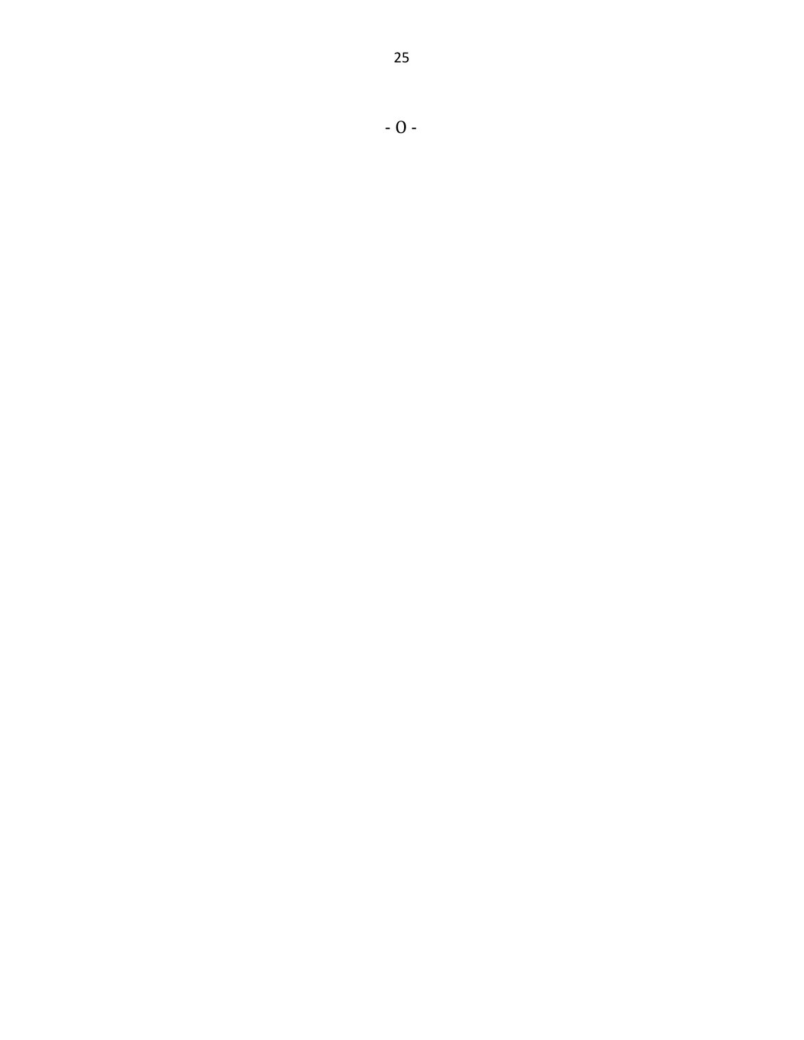- 0 -